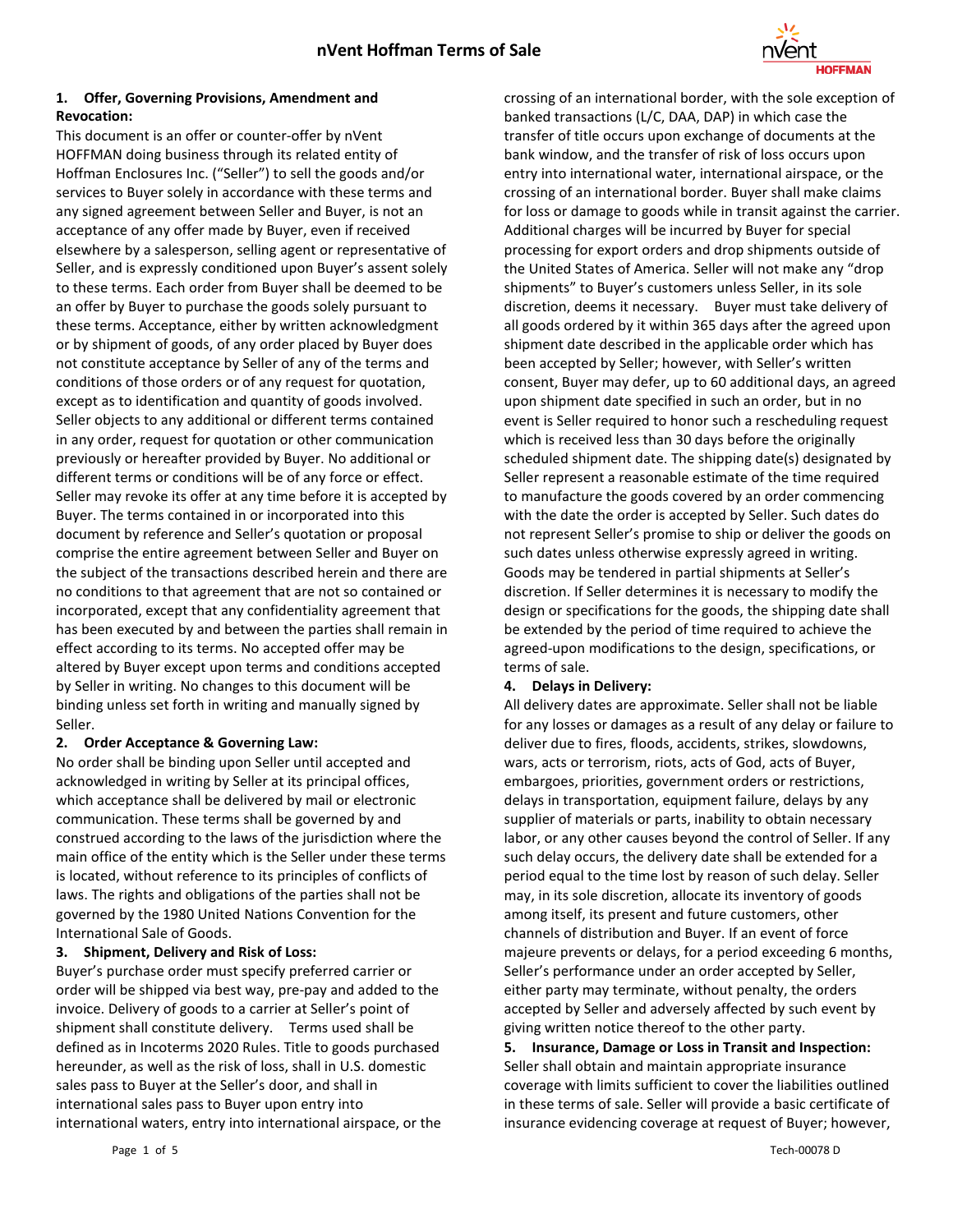# nVent Hoffman Terms of Sale

**1. Offer, Governing Provisions, Amendment and Revocation:**

This document is an offer or counter-offer by nVent HOFFMAN doing business through its related entity of Hoffman Enclosures Inc. ("Seller") to sell the goods and/or services to Buyer solely in accordance with these terms and any signed agreement between Seller and Buyer, is not an acceptance of any offer made by Buyer, even if received elsewhere by a salesperson, selling agent or representative of Seller, and is expressly conditioned upon Buyer's assent solely to these terms. Each order from Buyer shall be deemed to be an offer by Buyer to purchase the goods solely pursuant to these terms. Acceptance, either by written acknowledgment or by shipment of goods, of any order placed by Buyer does not constitute acceptance by Seller of any of the terms and conditions of those orders or of any request for quotation, except as to identification and quantity of goods involved. Seller objects to any additional or different terms contained in any order, request for quotation or other communication previously or hereafter provided by Buyer. No additional or different terms or conditions will be of any force or effect. Seller may revoke its offer at any time before it is accepted by Buyer. The terms contained in or incorporated into this document by reference and Seller's quotation or proposal comprise the entire agreement between Seller and Buyer on the subject of the transactions described herein and there are no conditions to that agreement that are not so contained or incorporated, except that any confidentiality agreement that has been executed by and between the parties shall remain in effect according to its terms. No accepted offer may be altered by Buyer except upon terms and conditions accepted by Seller in writing. No changes to this document will be binding unless set forth in writing and manually signed by Seller.

**2. Order Acceptance & Governing Law:**

No order shall be binding upon Seller until accepted and acknowledged in writing by Seller at its principal offices, which acceptance shall be delivered by mail or electronic communication. These terms shall be governed by and construed according to the laws of the jurisdiction where the main office of the entity which is the Seller under these terms is located, without reference to its principles of conflicts of laws. The rights and obligations of the parties shall not be governed by the 1980 United Nations Convention for the International Sale of Goods.

**3. Shipment, Delivery and Risk of Loss:**

Buyer's purchase order must specify preferred carrier or order will be shipped via best way, pre-pay and added to the invoice. Delivery of goods to a carrier at Seller's point of shipment shall constitute delivery. Terms used shall be defined as in Incoterms 2020 Rules. Title to goods purchased hereunder, as well as the risk of loss, shall in U.S. domestic sales pass to Buyer at the Seller's door, and shall in international sales pass to Buyer upon entry into international waters, entry into international airspace, or the crossing of an international border, with the sole exception of banked transactions (L/C, DAA, DAP) in which case the transfer of title occurs upon exchange of documents at the bank window, and the transfer of risk of loss occurs upon entry into international water, international airspace, or the crossing of an international border. Buyer shall make claims for loss or damage to goods while in transit against the carrier. Additional charges will be incurred by Buyer for special processing for export orders and drop shipments outside of the United States of America. Seller will not make any "drop shipments" to Buyer's customers unless Seller, in its sole discretion, deems it necessary. Buyer must take delivery of all goods ordered by it within 365 days after the agreed upon shipment date described in the applicable order which has been accepted by Seller; however, with Seller's written consent, Buyer may defer, up to 60 additional days, an agreed upon shipment date specified in such an order, but in no event is Seller required to honor such a rescheduling request which is received less than 30 days before the originally scheduled shipment date. The shipping date(s) designated by Seller represent a reasonable estimate of the time required to manufacture the goods covered by an order commencing with the date the order is accepted by Seller. Such dates do not represent Seller's promise to ship or deliver the goods on such dates unless otherwise expressly agreed in writing. Goods may be tendered in partial shipments at Seller's discretion. If Seller determines it is necessary to modify the design or specifications for the goods, the shipping date shall be extended by the period of time required to achieve the agreed-upon modifications to the design, specifications, or terms of sale.

**4. Delays in Delivery:**

All delivery dates are approximate. Seller shall not be liable for any losses or damages as a result of any delay or failure to deliver due to fires, floods, accidents, strikes, slowdowns, wars, acts or terrorism, riots, acts of God, acts of Buyer, embargoes, priorities, government orders or restrictions, delays in transportation, equipment failure, delays by any supplier of materials or parts, inability to obtain necessary labor, or any other causes beyond the control of Seller. If any such delay occurs, the delivery date shall be extended for a period equal to the time lost by reason of such delay. Seller may, in its sole discretion, allocate its inventory of goods among itself, its present and future customers, other channels of distribution and Buyer. If an event of force majeure prevents or delays, for a period exceeding 6 months, Seller's performance under an order accepted by Seller, either party may terminate, without penalty, the orders accepted by Seller and adversely affected by such event by giving written notice thereof to the other party.

**5. Insurance, Damage or Loss in Transit and Inspection:**

Seller shall obtain and maintain appropriate insurance coverage with limits sufficient to cover the liabilities outlined in these terms of sale. Seller will provide a basic certificate of insurance evidencing coverage at request of Buyer; however,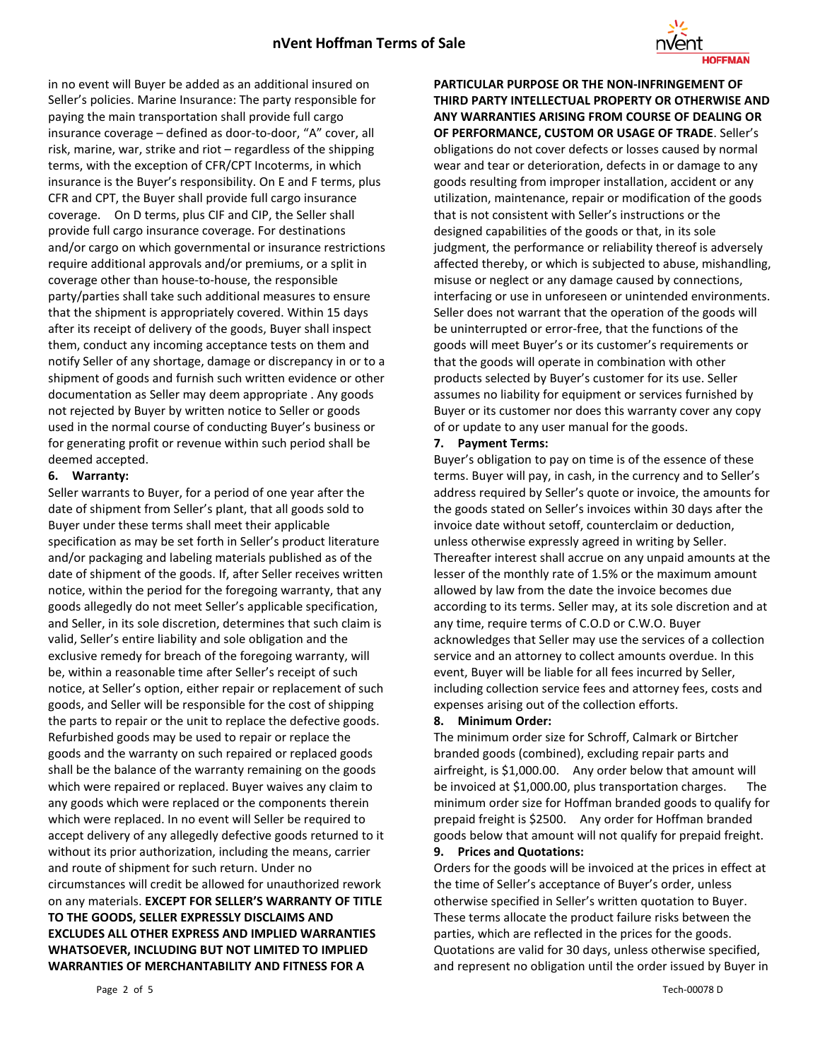in no event will Buyer be added as an additional insured on Seller's policies. Marine Insurance: The party responsible for paying the main transportation shall provide full cargo insurance coverage – defined as door-to-door, "A" cover, all risk, marine, war, strike and riot – regardless of the shipping terms, with the exception of CFR/CPT Incoterms, in which insurance is the Buyer's responsibility. On E and F terms, plus CFR and CPT, the Buyer shall provide full cargo insurance coverage. On D terms, plus CIF and CIP, the Seller shall provide full cargo insurance coverage. For destinations and/or cargo on which governmental or insurance restrictions require additional approvals and/or premiums, or a split in coverage other than house-to-house, the responsible party/parties shall take such additional measures to ensure that the shipment is appropriately covered. Within 15 days after its receipt of delivery of the goods, Buyer shall inspect them, conduct any incoming acceptance tests on them and notify Seller of any shortage, damage or discrepancy in or to a shipment of goods and furnish such written evidence or other documentation as Seller may deem appropriate . Any goods not rejected by Buyer by written notice to Seller or goods used in the normal course of conducting Buyer's business or for generating profit or revenue within such period shall be deemed accepted.

**6. Warranty:**

Seller warrants to Buyer, for a period of one year after the date of shipment from Seller's plant, that all goods sold to Buyer under these terms shall meet their applicable specification as may be set forth in Seller's product literature and/or packaging and labeling materials published as of the date of shipment of the goods. If, after Seller receives written notice, within the period for the foregoing warranty, that any goods allegedly do not meet Seller's applicable specification, and Seller, in its sole discretion, determines that such claim is valid, Seller's entire liability and sole obligation and the exclusive remedy for breach of the foregoing warranty, will be, within a reasonable time after Seller's receipt of such notice, at Seller's option, either repair or replacement of such goods, and Seller will be responsible for the cost of shipping the parts to repair or the unit to replace the defective goods. Refurbished goods may be used to repair or replace the goods and the warranty on such repaired or replaced goods shall be the balance of the warranty remaining on the goods which were repaired or replaced. Buyer waives any claim to any goods which were replaced or the components therein which were replaced. In no event will Seller be required to accept delivery of any allegedly defective goods returned to it without its prior authorization, including the means, carrier and route of shipment for such return. Under no circumstances will credit be allowed for unauthorized rework on any materials. **EXCEPT FOR SELLER'S WARRANTY OF TITLE TO THE GOODS, SELLER EXPRESSLY DISCLAIMS AND EXCLUDES ALL OTHER EXPRESS AND IMPLIED WARRANTIES WHATSOEVER, INCLUDING BUT NOT LIMITED TO IMPLIED WARRANTIES OF MERCHANTABILITY AND FITNESS FOR A PARTICULAR PURPOSE OR THE NON-INFRINGEMENT OF THIRD PARTY INTELLECTUAL PROPERTY OR OTHERWISE AND ANY WARRANTIES ARISING FROM COURSE OF DEALING OR OF PERFORMANCE, CUSTOM OR USAGE OF TRADE**. Seller's obligations do not cover defects or losses caused by normal wear and tear or deterioration, defects in or damage to any goods resulting from improper installation, accident or any utilization, maintenance, repair or modification of the goods that is not consistent with Seller's instructions or the designed capabilities of the goods or that, in its sole judgment, the performance or reliability thereof is adversely affected thereby, or which is subjected to abuse, mishandling, misuse or neglect or any damage caused by connections, interfacing or use in unforeseen or unintended environments. Seller does not warrant that the operation of the goods will be uninterrupted or error-free, that the functions of the goods will meet Buyer's or its customer's requirements or that the goods will operate in combination with other products selected by Buyer's customer for its use. Seller assumes no liability for equipment or services furnished by Buyer or its customer nor does this warranty cover any copy of or update to any user manual for the goods.

**7. Payment Terms:**

Buyer's obligation to pay on time is of the essence of these terms. Buyer will pay, in cash, in the currency and to Seller's address required by Seller's quote or invoice, the amounts for the goods stated on Seller's invoices within 30 days after the invoice date without setoff, counterclaim or deduction, unless otherwise expressly agreed in writing by Seller. Thereafter interest shall accrue on any unpaid amounts at the lesser of the monthly rate of 1.5% or the maximum amount allowed by law from the date the invoice becomes due according to its terms. Seller may, at its sole discretion and at any time, require terms of C.O.D or C.W.O. Buyer acknowledges that Seller may use the services of a collection service and an attorney to collect amounts overdue. In this event, Buyer will be liable for all fees incurred by Seller, including collection service fees and attorney fees, costs and expenses arising out of the collection efforts.

**8. Minimum Order:**

The minimum order size for Schroff, Calmark or Birtcher branded goods (combined), excluding repair parts and airfreight, is $1,000.00. Any order below that amount will be invoiced at $1,000.00, plus transportation charges. The minimum order size for Hoffman branded goods to qualify for prepaid freight is $2500. Any order for Hoffman branded goods below that amount will not qualify for prepaid freight.

**9. Prices and Quotations:**

Orders for the goods will be invoiced at the prices in effect at the time of Seller's acceptance of Buyer's order, unless otherwise specified in Seller's written quotation to Buyer. These terms allocate the product failure risks between the parties, which are reflected in the prices for the goods. Quotations are valid for 30 days, unless otherwise specified, and represent no obligation until the order issued by Buyer in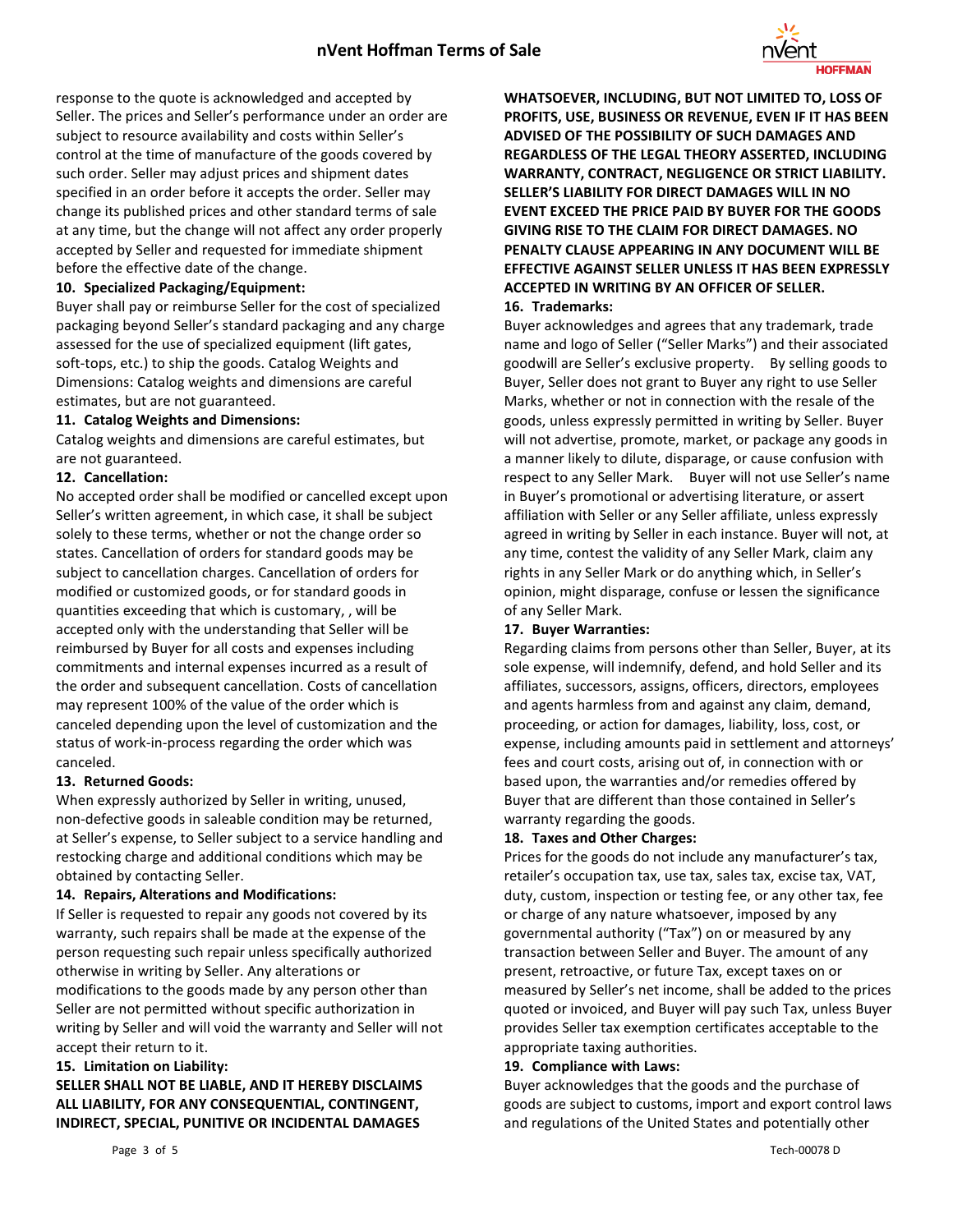response to the quote is acknowledged and accepted by Seller. The prices and Seller's performance under an order are subject to resource availability and costs within Seller's control at the time of manufacture of the goods covered by such order. Seller may adjust prices and shipment dates specified in an order before it accepts the order. Seller may change its published prices and other standard terms of sale at any time, but the change will not affect any order properly accepted by Seller and requested for immediate shipment before the effective date of the change.

**10. Specialized Packaging/Equipment:**

Buyer shall pay or reimburse Seller for the cost of specialized packaging beyond Seller's standard packaging and any charge assessed for the use of specialized equipment (lift gates, soft-tops, etc.) to ship the goods. Catalog Weights and Dimensions: Catalog weights and dimensions are careful estimates, but are not guaranteed.

**11. Catalog Weights and Dimensions:**

Catalog weights and dimensions are careful estimates, but are not guaranteed.

**12. Cancellation:**

No accepted order shall be modified or cancelled except upon Seller's written agreement, in which case, it shall be subject solely to these terms, whether or not the change order so states. Cancellation of orders for standard goods may be subject to cancellation charges. Cancellation of orders for modified or customized goods, or for standard goods in quantities exceeding that which is customary, , will be accepted only with the understanding that Seller will be reimbursed by Buyer for all costs and expenses including commitments and internal expenses incurred as a result of the order and subsequent cancellation. Costs of cancellation may represent 100% of the value of the order which is canceled depending upon the level of customization and the status of work-in-process regarding the order which was canceled.

**13. Returned Goods:**

When expressly authorized by Seller in writing, unused, non-defective goods in saleable condition may be returned, at Seller's expense, to Seller subject to a service handling and restocking charge and additional conditions which may be obtained by contacting Seller.

**14. Repairs, Alterations and Modifications:**

If Seller is requested to repair any goods not covered by its warranty, such repairs shall be made at the expense of the person requesting such repair unless specifically authorized otherwise in writing by Seller. Any alterations or modifications to the goods made by any person other than Seller are not permitted without specific authorization in writing by Seller and will void the warranty and Seller will not accept their return to it.

**15. Limitation on Liability:**

**SELLER SHALL NOT BE LIABLE, AND IT HEREBY DISCLAIMS ALL LIABILITY, FOR ANY CONSEQUENTIAL, CONTINGENT, INDIRECT, SPECIAL, PUNITIVE OR INCIDENTAL DAMAGES WHATSOEVER, INCLUDING, BUT NOT LIMITED TO, LOSS OF PROFITS, USE, BUSINESS OR REVENUE, EVEN IF IT HAS BEEN ADVISED OF THE POSSIBILITY OF SUCH DAMAGES AND REGARDLESS OF THE LEGAL THEORY ASSERTED, INCLUDING WARRANTY, CONTRACT, NEGLIGENCE OR STRICT LIABILITY. SELLER'S LIABILITY FOR DIRECT DAMAGES WILL IN NO EVENT EXCEED THE PRICE PAID BY BUYER FOR THE GOODS GIVING RISE TO THE CLAIM FOR DIRECT DAMAGES. NO PENALTY CLAUSE APPEARING IN ANY DOCUMENT WILL BE EFFECTIVE AGAINST SELLER UNLESS IT HAS BEEN EXPRESSLY ACCEPTED IN WRITING BY AN OFFICER OF SELLER.**

**16. Trademarks:**

Buyer acknowledges and agrees that any trademark, trade name and logo of Seller ("Seller Marks") and their associated goodwill are Seller's exclusive property. By selling goods to Buyer, Seller does not grant to Buyer any right to use Seller Marks, whether or not in connection with the resale of the goods, unless expressly permitted in writing by Seller. Buyer will not advertise, promote, market, or package any goods in a manner likely to dilute, disparage, or cause confusion with respect to any Seller Mark. Buyer will not use Seller's name in Buyer's promotional or advertising literature, or assert affiliation with Seller or any Seller affiliate, unless expressly agreed in writing by Seller in each instance. Buyer will not, at any time, contest the validity of any Seller Mark, claim any rights in any Seller Mark or do anything which, in Seller's opinion, might disparage, confuse or lessen the significance of any Seller Mark.

**17. Buyer Warranties:**

Regarding claims from persons other than Seller, Buyer, at its sole expense, will indemnify, defend, and hold Seller and its affiliates, successors, assigns, officers, directors, employees and agents harmless from and against any claim, demand, proceeding, or action for damages, liability, loss, cost, or expense, including amounts paid in settlement and attorneys' fees and court costs, arising out of, in connection with or based upon, the warranties and/or remedies offered by Buyer that are different than those contained in Seller's warranty regarding the goods.

**18. Taxes and Other Charges:**

Prices for the goods do not include any manufacturer's tax, retailer's occupation tax, use tax, sales tax, excise tax, VAT, duty, custom, inspection or testing fee, or any other tax, fee or charge of any nature whatsoever, imposed by any governmental authority ("Tax") on or measured by any transaction between Seller and Buyer. The amount of any present, retroactive, or future Tax, except taxes on or measured by Seller's net income, shall be added to the prices quoted or invoiced, and Buyer will pay such Tax, unless Buyer provides Seller tax exemption certificates acceptable to the appropriate taxing authorities.

**19. Compliance with Laws:**

Buyer acknowledges that the goods and the purchase of goods are subject to customs, import and export control laws and regulations of the United States and potentially other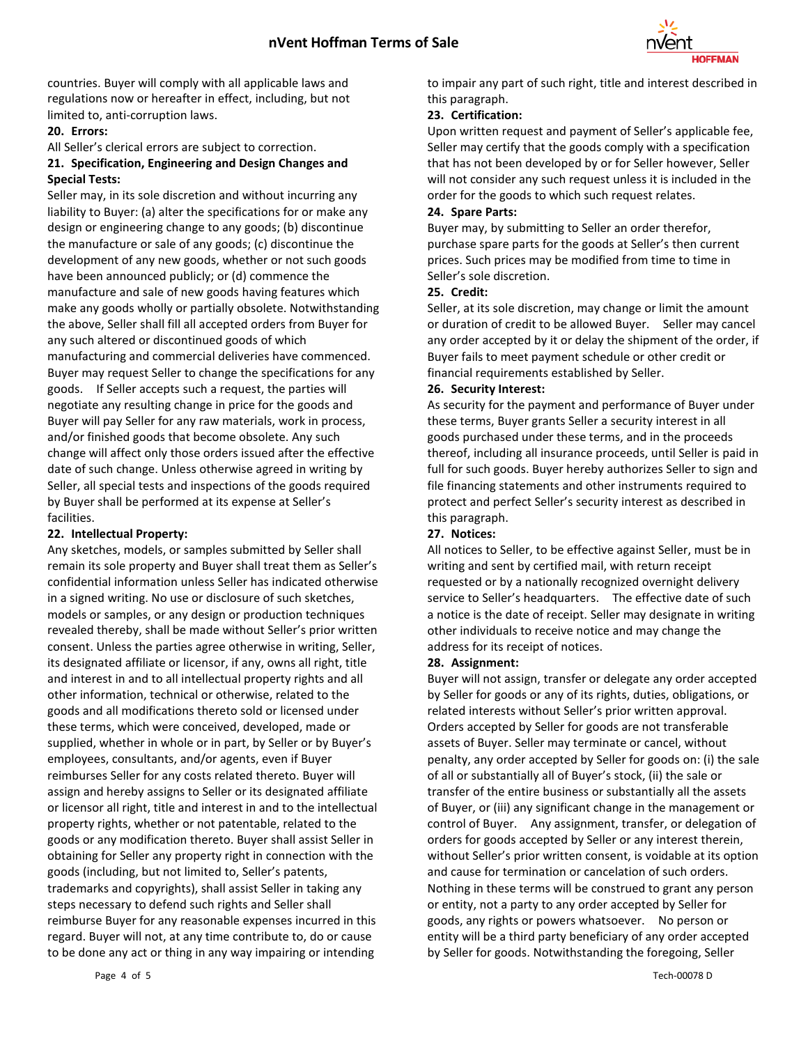countries. Buyer will comply with all applicable laws and regulations now or hereafter in effect, including, but not limited to, anti-corruption laws.

**20. Errors:**

All Seller's clerical errors are subject to correction.

**21. Specification, Engineering and Design Changes and Special Tests:**

Seller may, in its sole discretion and without incurring any liability to Buyer: (a) alter the specifications for or make any design or engineering change to any goods; (b) discontinue the manufacture or sale of any goods; (c) discontinue the development of any new goods, whether or not such goods have been announced publicly; or (d) commence the manufacture and sale of new goods having features which make any goods wholly or partially obsolete. Notwithstanding the above, Seller shall fill all accepted orders from Buyer for any such altered or discontinued goods of which manufacturing and commercial deliveries have commenced. Buyer may request Seller to change the specifications for any goods. If Seller accepts such a request, the parties will negotiate any resulting change in price for the goods and Buyer will pay Seller for any raw materials, work in process, and/or finished goods that become obsolete. Any such change will affect only those orders issued after the effective date of such change. Unless otherwise agreed in writing by Seller, all special tests and inspections of the goods required by Buyer shall be performed at its expense at Seller's facilities.

**22. Intellectual Property:**

Any sketches, models, or samples submitted by Seller shall remain its sole property and Buyer shall treat them as Seller's confidential information unless Seller has indicated otherwise in a signed writing. No use or disclosure of such sketches, models or samples, or any design or production techniques revealed thereby, shall be made without Seller's prior written consent. Unless the parties agree otherwise in writing, Seller, its designated affiliate or licensor, if any, owns all right, title and interest in and to all intellectual property rights and all other information, technical or otherwise, related to the goods and all modifications thereto sold or licensed under these terms, which were conceived, developed, made or supplied, whether in whole or in part, by Seller or by Buyer's employees, consultants, and/or agents, even if Buyer reimburses Seller for any costs related thereto. Buyer will assign and hereby assigns to Seller or its designated affiliate or licensor all right, title and interest in and to the intellectual property rights, whether or not patentable, related to the goods or any modification thereto. Buyer shall assist Seller in obtaining for Seller any property right in connection with the goods (including, but not limited to, Seller's patents, trademarks and copyrights), shall assist Seller in taking any steps necessary to defend such rights and Seller shall reimburse Buyer for any reasonable expenses incurred in this regard. Buyer will not, at any time contribute to, do or cause to be done any act or thing in any way impairing or intending to impair any part of such right, title and interest described in this paragraph.

**23. Certification:**

Upon written request and payment of Seller's applicable fee, Seller may certify that the goods comply with a specification that has not been developed by or for Seller however, Seller will not consider any such request unless it is included in the order for the goods to which such request relates.

**24. Spare Parts:**

Buyer may, by submitting to Seller an order therefor, purchase spare parts for the goods at Seller's then current prices. Such prices may be modified from time to time in Seller's sole discretion.

**25. Credit:**

Seller, at its sole discretion, may change or limit the amount or duration of credit to be allowed Buyer. Seller may cancel any order accepted by it or delay the shipment of the order, if Buyer fails to meet payment schedule or other credit or financial requirements established by Seller.

**26. Security Interest:**

As security for the payment and performance of Buyer under these terms, Buyer grants Seller a security interest in all goods purchased under these terms, and in the proceeds thereof, including all insurance proceeds, until Seller is paid in full for such goods. Buyer hereby authorizes Seller to sign and file financing statements and other instruments required to protect and perfect Seller's security interest as described in this paragraph.

**27. Notices:**

All notices to Seller, to be effective against Seller, must be in writing and sent by certified mail, with return receipt requested or by a nationally recognized overnight delivery service to Seller's headquarters. The effective date of such a notice is the date of receipt. Seller may designate in writing other individuals to receive notice and may change the address for its receipt of notices.

**28. Assignment:**

Buyer will not assign, transfer or delegate any order accepted by Seller for goods or any of its rights, duties, obligations, or related interests without Seller's prior written approval. Orders accepted by Seller for goods are not transferable assets of Buyer. Seller may terminate or cancel, without penalty, any order accepted by Seller for goods on: (i) the sale of all or substantially all of Buyer's stock, (ii) the sale or transfer of the entire business or substantially all the assets of Buyer, or (iii) any significant change in the management or control of Buyer. Any assignment, transfer, or delegation of orders for goods accepted by Seller or any interest therein, without Seller's prior written consent, is voidable at its option and cause for termination or cancelation of such orders. Nothing in these terms will be construed to grant any person or entity, not a party to any order accepted by Seller for goods, any rights or powers whatsoever. No person or entity will be a third party beneficiary of any order accepted by Seller for goods. Notwithstanding the foregoing, Seller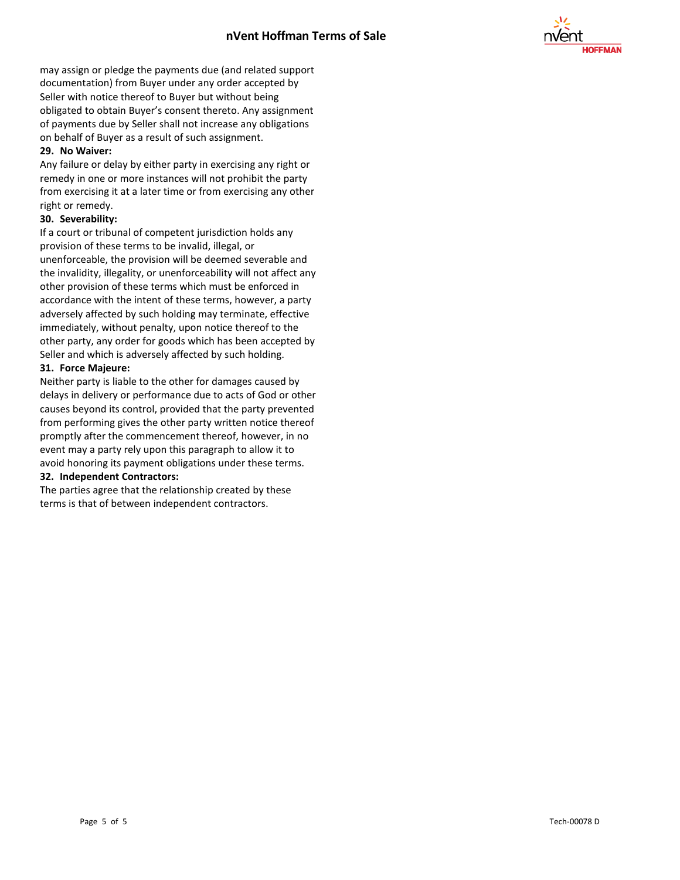may assign or pledge the payments due (and related support documentation) from Buyer under any order accepted by Seller with notice thereof to Buyer but without being obligated to obtain Buyer's consent thereto. Any assignment of payments due by Seller shall not increase any obligations on behalf of Buyer as a result of such assignment.

**29. No Waiver:**

Any failure or delay by either party in exercising any right or remedy in one or more instances will not prohibit the party from exercising it at a later time or from exercising any other right or remedy.

**30. Severability:**

If a court or tribunal of competent jurisdiction holds any provision of these terms to be invalid, illegal, or unenforceable, the provision will be deemed severable and the invalidity, illegality, or unenforceability will not affect any other provision of these terms which must be enforced in accordance with the intent of these terms, however, a party adversely affected by such holding may terminate, effective immediately, without penalty, upon notice thereof to the other party, any order for goods which has been accepted by Seller and which is adversely affected by such holding.

**31. Force Majeure:**

Neither party is liable to the other for damages caused by delays in delivery or performance due to acts of God or other causes beyond its control, provided that the party prevented from performing gives the other party written notice thereof promptly after the commencement thereof, however, in no event may a party rely upon this paragraph to allow it to avoid honoring its payment obligations under these terms.

**32. Independent Contractors:**

The parties agree that the relationship created by these terms is that of between independent contractors.